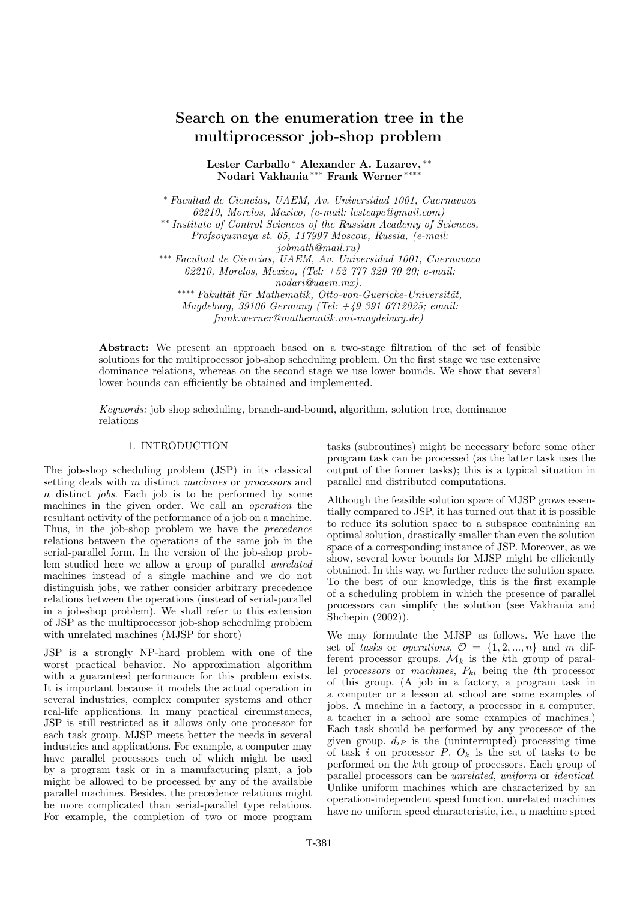# Search on the enumeration tree in the multiprocessor job-shop problem

**Lester Carballo** [*] **Alexander A. Lazarev,** [**] **Nodari Vakhania** [***] **Frank Werner** [****]

[*] *Facultad de Ciencias, UAEM, Av. Universidad 1001, Cuernavaca 62210, Morelos, Mexico, (e-mail: lestcape@gmail.com)*
[**] *Institute of Control Sciences of the Russian Academy of Sciences, Profsoyuznaya st. 65, 117997 Moscow, Russia, (e-mail: jobmath@mail.ru)*
[***] *Facultad de Ciencias, UAEM, Av. Universidad 1001, Cuernavaca 62210, Morelos, Mexico, (Tel: +52 777 329 70 20; e-mail: nodari@uaem.mx).*
[****] *Fakultät für Mathematik, Otto-von-Guericke-Universität, Magdeburg, 39106 Germany (Tel: +49 391 6712025; email: frank.werner@mathematik.uni-magdeburg.de)*

---

**Abstract:** We present an approach based on a two-stage filtration of the set of feasible solutions for the multiprocessor job-shop scheduling problem. On the first stage we use extensive dominance relations, whereas on the second stage we use lower bounds. We show that several lower bounds can efficiently be obtained and implemented.

*Keywords:* job shop scheduling, branch-and-bound, algorithm, solution tree, dominance relations

---

## 1. INTRODUCTION

The job-shop scheduling problem (JSP) in its classical setting deals with $m$ distinct *machines* or *processors* and $n$ distinct *jobs*. Each job is to be performed by some machines in the given order. We call an *operation* the resultant activity of the performance of a job on a machine. Thus, in the job-shop problem we have the *precedence* relations between the operations of the same job in the serial-parallel form. In the version of the job-shop problem studied here we allow a group of parallel *unrelated* machines instead of a single machine and we do not distinguish jobs, we rather consider arbitrary precedence relations between the operations (instead of serial-parallel in a job-shop problem). We shall refer to this extension of JSP as the multiprocessor job-shop scheduling problem with unrelated machines (MJSP for short)

JSP is a strongly NP-hard problem with one of the worst practical behavior. No approximation algorithm with a guaranteed performance for this problem exists. It is important because it models the actual operation in several industries, complex computer systems and other real-life applications. In many practical circumstances, JSP is still restricted as it allows only one processor for each task group. MJSP meets better the needs in several industries and applications. For example, a computer may have parallel processors each of which might be used by a program task or in a manufacturing plant, a job might be allowed to be processed by any of the available parallel machines. Besides, the precedence relations might be more complicated than serial-parallel type relations. For example, the completion of two or more program tasks (subroutines) might be necessary before some other program task can be processed (as the latter task uses the output of the former tasks); this is a typical situation in parallel and distributed computations.

Although the feasible solution space of MJSP grows essentially compared to JSP, it has turned out that it is possible to reduce its solution space to a subspace containing an optimal solution, drastically smaller than even the solution space of a corresponding instance of JSP. Moreover, as we show, several lower bounds for MJSP might be efficiently obtained. In this way, we further reduce the solution space. To the best of our knowledge, this is the first example of a scheduling problem in which the presence of parallel processors can simplify the solution (see Vakhania and Shchepin (2002)).

We may formulate the MJSP as follows. We have the set of *tasks* or *operations*, $\mathcal{O} = \{1, 2, ..., n\}$ and $m$ different processor groups. $\mathcal{M}_k$ is the $k$th group of parallel *processors* or *machines*, $P_{kl}$ being the $l$th processor of this group. (A job in a factory, a program task in a computer or a lesson at school are some examples of jobs. A machine in a factory, a processor in a computer, a teacher in a school are some examples of machines.) Each task should be performed by any processor of the given group. $d_{iP}$ is the (uninterrupted) processing time of task $i$ on processor $P$. $O_k$ is the set of tasks to be performed on the $k$th group of processors. Each group of parallel processors can be *unrelated*, *uniform* or *identical*. Unlike uniform machines which are characterized by an operation-independent speed function, unrelated machines have no uniform speed characteristic, i.e., a machine speed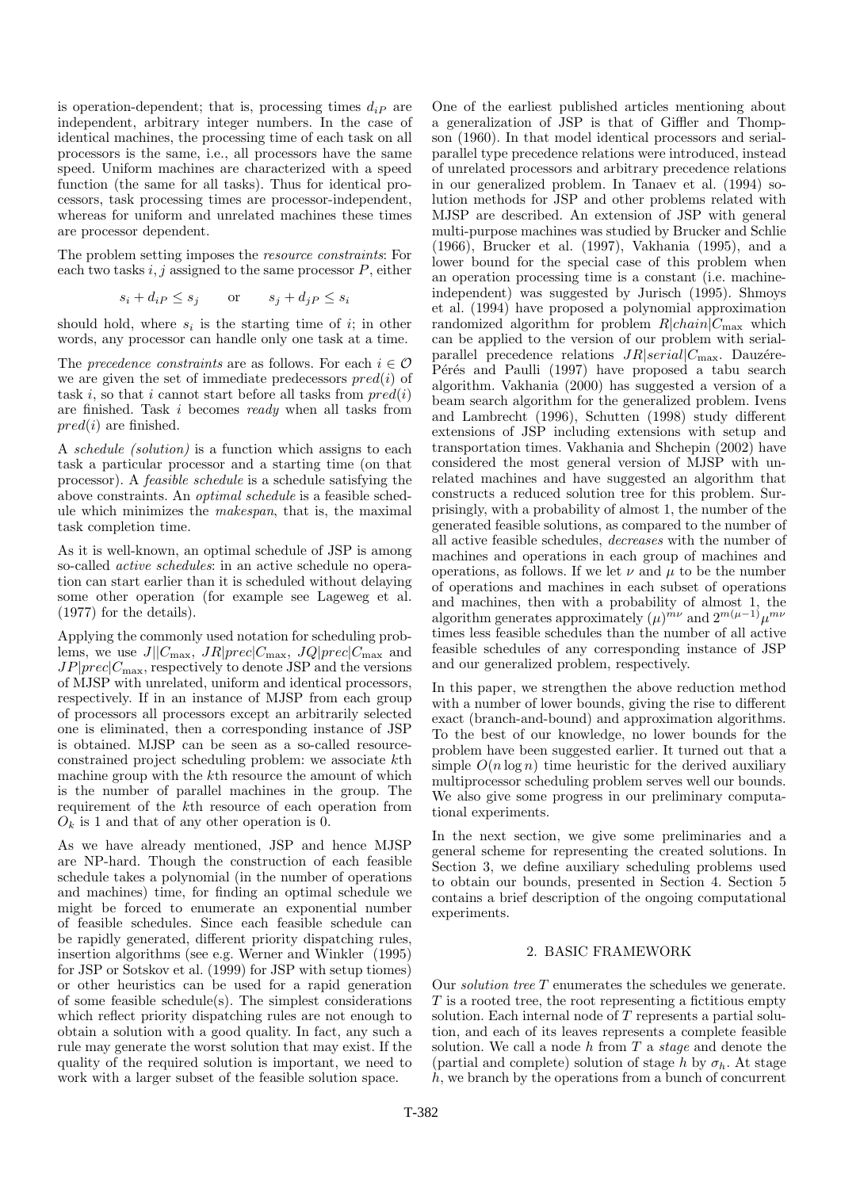is operation-dependent; that is, processing times $d_{iP}$ are independent, arbitrary integer numbers. In the case of identical machines, the processing time of each task on all processors is the same, i.e., all processors have the same speed. Uniform machines are characterized with a speed function (the same for all tasks). Thus for identical processors, task processing times are processor-independent, whereas for uniform and unrelated machines these times are processor dependent.

The problem setting imposes the *resource constraints*: For each two tasks $i, j$ assigned to the same processor $P$, either

$$s_i + d_{iP} \leq s_j \qquad \text{or} \qquad s_j + d_{jP} \leq s_i$$

should hold, where $s_i$ is the starting time of $i$; in other words, any processor can handle only one task at a time.

The *precedence constraints* are as follows. For each $i \in \mathcal{O}$ we are given the set of immediate predecessors $pred(i)$ of task $i$, so that $i$ cannot start before all tasks from $pred(i)$ are finished. Task $i$ becomes *ready* when all tasks from $pred(i)$ are finished.

A *schedule (solution)* is a function which assigns to each task a particular processor and a starting time (on that processor). A *feasible schedule* is a schedule satisfying the above constraints. An *optimal schedule* is a feasible schedule which minimizes the *makespan*, that is, the maximal task completion time.

As it is well-known, an optimal schedule of JSP is among so-called *active schedules*: in an active schedule no operation can start earlier than it is scheduled without delaying some other operation (for example see Lageweg et al. (1977) for the details).

Applying the commonly used notation for scheduling problems, we use $J||C_{\max}$, $JR|prec|C_{\max}$, $JQ|prec|C_{\max}$ and $JP|prec|C_{\max}$, respectively to denote JSP and the versions of MJSP with unrelated, uniform and identical processors, respectively. If in an instance of MJSP from each group of processors all processors except an arbitrarily selected one is eliminated, then a corresponding instance of JSP is obtained. MJSP can be seen as a so-called resource-constrained project scheduling problem: we associate $k$th machine group with the $k$th resource the amount of which is the number of parallel machines in the group. The requirement of the $k$th resource of each operation from $O_k$ is 1 and that of any other operation is 0.

As we have already mentioned, JSP and hence MJSP are NP-hard. Though the construction of each feasible schedule takes a polynomial (in the number of operations and machines) time, for finding an optimal schedule we might be forced to enumerate an exponential number of feasible schedules. Since each feasible schedule can be rapidly generated, different priority dispatching rules, insertion algorithms (see e.g. Werner and Winkler (1995) for JSP or Sotskov et al. (1999) for JSP with setup tiomes) or other heuristics can be used for a rapid generation of some feasible schedule(s). The simplest considerations which reflect priority dispatching rules are not enough to obtain a solution with a good quality. In fact, any such a rule may generate the worst solution that may exist. If the quality of the required solution is important, we need to work with a larger subset of the feasible solution space.

One of the earliest published articles mentioning about a generalization of JSP is that of Giffler and Thompson (1960). In that model identical processors and serial-parallel type precedence relations were introduced, instead of unrelated processors and arbitrary precedence relations in our generalized problem. In Tanaev et al. (1994) solution methods for JSP and other problems related with MJSP are described. An extension of JSP with general multi-purpose machines was studied by Brucker and Schlie (1966), Brucker et al. (1997), Vakhania (1995), and a lower bound for the special case of this problem when an operation processing time is a constant (i.e. machine-independent) was suggested by Jurisch (1995). Shmoys et al. (1994) have proposed a polynomial approximation randomized algorithm for problem $R|chain|C_{\max}$ which can be applied to the version of our problem with serial-parallel precedence relations $JR|serial|C_{\max}$. Dauzére-Pérés and Paulli (1997) have proposed a tabu search algorithm. Vakhania (2000) has suggested a version of a beam search algorithm for the generalized problem. Ivens and Lambrecht (1996), Schutten (1998) study different extensions of JSP including extensions with setup and transportation times. Vakhania and Shchepin (2002) have considered the most general version of MJSP with unrelated machines and have suggested an algorithm that constructs a reduced solution tree for this problem. Surprisingly, with a probability of almost 1, the number of the generated feasible solutions, as compared to the number of all active feasible schedules, *decreases* with the number of machines and operations in each group of machines and operations, as follows. If we let $\nu$ and $\mu$ to be the number of operations and machines in each subset of operations and machines, then with a probability of almost 1, the algorithm generates approximately $(\mu)^{m\nu}$ and $2^{m(\mu-1)}\mu^{m\nu}$ times less feasible schedules than the number of all active feasible schedules of any corresponding instance of JSP and our generalized problem, respectively.

In this paper, we strengthen the above reduction method with a number of lower bounds, giving the rise to different exact (branch-and-bound) and approximation algorithms. To the best of our knowledge, no lower bounds for the problem have been suggested earlier. It turned out that a simple $O(n \log n)$ time heuristic for the derived auxiliary multiprocessor scheduling problem serves well our bounds. We also give some progress in our preliminary computational experiments.

In the next section, we give some preliminaries and a general scheme for representing the created solutions. In Section 3, we define auxiliary scheduling problems used to obtain our bounds, presented in Section 4. Section 5 contains a brief description of the ongoing computational experiments.

## 2. BASIC FRAMEWORK

Our *solution tree* $T$ enumerates the schedules we generate. $T$ is a rooted tree, the root representing a fictitious empty solution. Each internal node of $T$ represents a partial solution, and each of its leaves represents a complete feasible solution. We call a node $h$ from $T$ a *stage* and denote the (partial and complete) solution of stage $h$ by $\sigma_h$. At stage $h$, we branch by the operations from a bunch of concurrent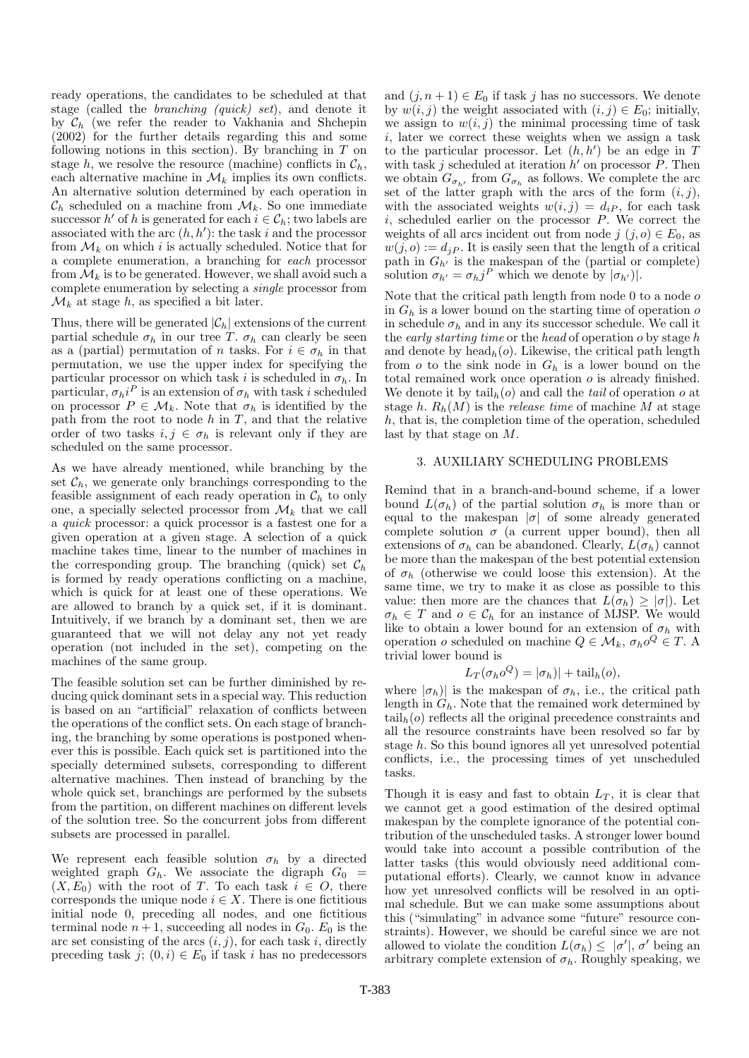ready operations, the candidates to be scheduled at that stage (called the *branching (quick) set*), and denote it by $\mathcal{C}_h$ (we refer the reader to Vakhania and Shchepin (2002) for the further details regarding this and some following notions in this section). By branching in $T$ on stage $h$, we resolve the resource (machine) conflicts in $\mathcal{C}_h$, each alternative machine in $\mathcal{M}_k$ implies its own conflicts. An alternative solution determined by each operation in $\mathcal{C}_h$ scheduled on a machine from $\mathcal{M}_k$. So one immediate successor $h'$ of $h$ is generated for each $i \in \mathcal{C}_h$; two labels are associated with the arc $(h, h')$: the task $i$ and the processor from $\mathcal{M}_k$ on which $i$ is actually scheduled. Notice that for a complete enumeration, a branching for *each* processor from $\mathcal{M}_k$ is to be generated. However, we shall avoid such a complete enumeration by selecting a *single* processor from $\mathcal{M}_k$ at stage $h$, as specified a bit later.

Thus, there will be generated $|\mathcal{C}_h|$ extensions of the current partial schedule $\sigma_h$ in our tree $T$. $\sigma_h$ can clearly be seen as a (partial) permutation of $n$ tasks. For $i \in \sigma_h$ in that permutation, we use the upper index for specifying the particular processor on which task $i$ is scheduled in $\sigma_h$. In particular, $\sigma_h i^P$ is an extension of $\sigma_h$ with task $i$ scheduled on processor $P \in \mathcal{M}_k$. Note that $\sigma_h$ is identified by the path from the root to node $h$ in $T$, and that the relative order of two tasks $i, j \in \sigma_h$ is relevant only if they are scheduled on the same processor.

As we have already mentioned, while branching by the set $\mathcal{C}_h$, we generate only branchings corresponding to the feasible assignment of each ready operation in $\mathcal{C}_h$ to only one, a specially selected processor from $\mathcal{M}_k$ that we call a *quick* processor: a quick processor is a fastest one for a given operation at a given stage. A selection of a quick machine takes time, linear to the number of machines in the corresponding group. The branching (quick) set $\mathcal{C}_h$ is formed by ready operations conflicting on a machine, which is quick for at least one of these operations. We are allowed to branch by a quick set, if it is dominant. Intuitively, if we branch by a dominant set, then we are guaranteed that we will not delay any not yet ready operation (not included in the set), competing on the machines of the same group.

The feasible solution set can be further diminished by reducing quick dominant sets in a special way. This reduction is based on an "artificial" relaxation of conflicts between the operations of the conflict sets. On each stage of branching, the branching by some operations is postponed whenever this is possible. Each quick set is partitioned into the specially determined subsets, corresponding to different alternative machines. Then instead of branching by the whole quick set, branchings are performed by the subsets from the partition, on different machines on different levels of the solution tree. So the concurrent jobs from different subsets are processed in parallel.

We represent each feasible solution $\sigma_h$ by a directed weighted graph $G_h$. We associate the digraph $G_0 = (X, E_0)$ with the root of $T$. To each task $i \in O$, there corresponds the unique node $i \in X$. There is one fictitious initial node 0, preceding all nodes, and one fictitious terminal node $n+1$, succeeding all nodes in $G_0$. $E_0$ is the arc set consisting of the arcs $(i, j)$, for each task $i$, directly preceding task $j$; $(0, i) \in E_0$ if task $i$ has no predecessors and $(j, n+1) \in E_0$ if task $j$ has no successors. We denote by $w(i, j)$ the weight associated with $(i, j) \in E_0$; initially, we assign to $w(i, j)$ the minimal processing time of task $i$, later we correct these weights when we assign a task to the particular processor. Let $(h, h')$ be an edge in $T$ with task $j$ scheduled at iteration $h'$ on processor $P$. Then we obtain $G_{\sigma_{h'}}$ from $G_{\sigma_h}$ as follows. We complete the arc set of the latter graph with the arcs of the form $(i, j)$, with the associated weights $w(i, j) = d_{iP}$, for each task $i$, scheduled earlier on the processor $P$. We correct the weights of all arcs incident out from node $j$ $(j, o) \in E_0$, as $w(j, o) := d_{jP}$. It is easily seen that the length of a critical path in $G_{h'}$ is the makespan of the (partial or complete) solution $\sigma_{h'} = \sigma_h j^P$ which we denote by $|\sigma_{h'})|$.

Note that the critical path length from node 0 to a node $o$ in $G_h$ is a lower bound on the starting time of operation $o$ in schedule $\sigma_h$ and in any its successor schedule. We call it the *early starting time* or the *head* of operation $o$ by stage $h$ and denote by $\text{head}_h(o)$. Likewise, the critical path length from $o$ to the sink node in $G_h$ is a lower bound on the total remained work once operation $o$ is already finished. We denote it by $\text{tail}_h(o)$ and call the *tail* of operation $o$ at stage $h$. $R_h(M)$ is the *release time* of machine $M$ at stage $h$, that is, the completion time of the operation, scheduled last by that stage on $M$.

## 3. AUXILIARY SCHEDULING PROBLEMS

Remind that in a branch-and-bound scheme, if a lower bound $L(\sigma_h)$ of the partial solution $\sigma_h$ is more than or equal to the makespan $|\sigma|$ of some already generated complete solution $\sigma$ (a current upper bound), then all extensions of $\sigma_h$ can be abandoned. Clearly, $L(\sigma_h)$ cannot be more than the makespan of the best potential extension of $\sigma_h$ (otherwise we could loose this extension). At the same time, we try to make it as close as possible to this value: then more are the chances that $L(\sigma_h) \geq |\sigma|$). Let $\sigma_h \in T$ and $o \in \mathcal{C}_h$ for an instance of MJSP. We would like to obtain a lower bound for an extension of $\sigma_h$ with operation $o$ scheduled on machine $Q \in \mathcal{M}_k$, $\sigma_h o^Q \in T$. A trivial lower bound is

$$L_T(\sigma_h o^Q) = |\sigma_h)| + \text{tail}_h(o),$$

where $|\sigma_h)|$ is the makespan of $\sigma_h$, i.e., the critical path length in $G_h$. Note that the remained work determined by $\text{tail}_h(o)$ reflects all the original precedence constraints and all the resource constraints have been resolved so far by stage $h$. So this bound ignores all yet unresolved potential conflicts, i.e., the processing times of yet unscheduled tasks.

Though it is easy and fast to obtain $L_T$, it is clear that we cannot get a good estimation of the desired optimal makespan by the complete ignorance of the potential contribution of the unscheduled tasks. A stronger lower bound would take into account a possible contribution of the latter tasks (this would obviously need additional computational efforts). Clearly, we cannot know in advance how yet unresolved conflicts will be resolved in an optimal schedule. But we can make some assumptions about this ("simulating" in advance some "future" resource constraints). However, we should be careful since we are not allowed to violate the condition $L(\sigma_h) \leq |\sigma'|$, $\sigma'$ being an arbitrary complete extension of $\sigma_h$. Roughly speaking, we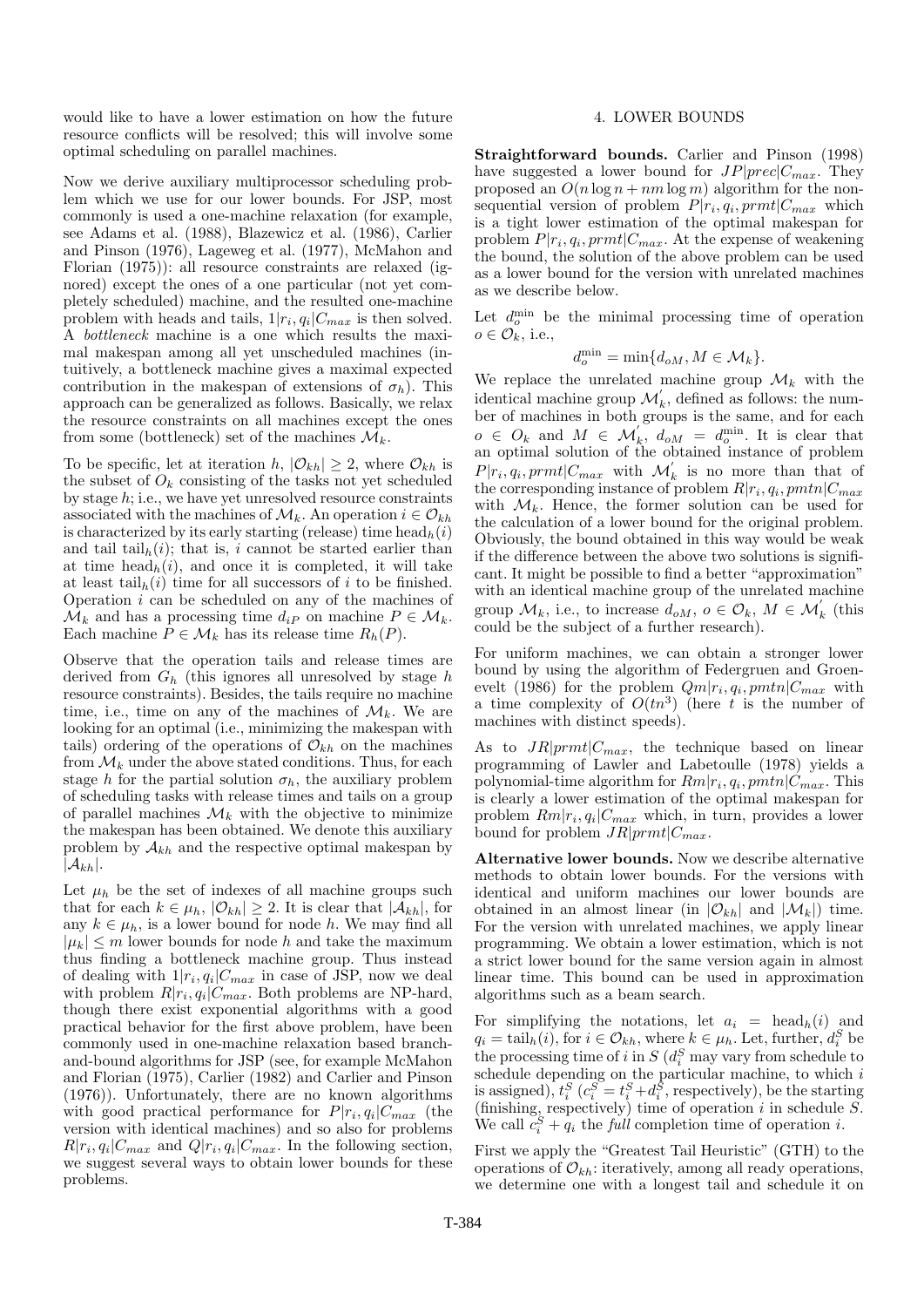would like to have a lower estimation on how the future resource conflicts will be resolved; this will involve some optimal scheduling on parallel machines.

Now we derive auxiliary multiprocessor scheduling problem which we use for our lower bounds. For JSP, most commonly is used a one-machine relaxation (for example, see Adams et al. (1988), Blazewicz et al. (1986), Carlier and Pinson (1976), Lageweg et al. (1977), McMahon and Florian (1975)): all resource constraints are relaxed (ignored) except the ones of a one particular (not yet completely scheduled) machine, and the resulted one-machine problem with heads and tails, $1|r_i, q_i|C_{max}$ is then solved. A *bottleneck* machine is a one which results the maximal makespan among all yet unscheduled machines (intuitively, a bottleneck machine gives a maximal expected contribution in the makespan of extensions of $\sigma_h$). This approach can be generalized as follows. Basically, we relax the resource constraints on all machines except the ones from some (bottleneck) set of the machines $\mathcal{M}_k$.

To be specific, let at iteration $h$, $|\mathcal{O}_{kh}| \geq 2$, where $\mathcal{O}_{kh}$ is the subset of $O_k$ consisting of the tasks not yet scheduled by stage $h$; i.e., we have yet unresolved resource constraints associated with the machines of $\mathcal{M}_k$. An operation $i \in \mathcal{O}_{kh}$ is characterized by its early starting (release) time $\text{head}_h(i)$ and tail $\text{tail}_h(i)$; that is, $i$ cannot be started earlier than at time $\text{head}_h(i)$, and once it is completed, it will take at least $\text{tail}_h(i)$ time for all successors of $i$ to be finished. Operation $i$ can be scheduled on any of the machines of $\mathcal{M}_k$ and has a processing time $d_{iP}$ on machine $P \in \mathcal{M}_k$. Each machine $P \in \mathcal{M}_k$ has its release time $R_h(P)$.

Observe that the operation tails and release times are derived from $G_h$ (this ignores all unresolved by stage $h$ resource constraints). Besides, the tails require no machine time, i.e., time on any of the machines of $\mathcal{M}_k$. We are looking for an optimal (i.e., minimizing the makespan with tails) ordering of the operations of $\mathcal{O}_{kh}$ on the machines from $\mathcal{M}_k$ under the above stated conditions. Thus, for each stage $h$ for the partial solution $\sigma_h$, the auxiliary problem of scheduling tasks with release times and tails on a group of parallel machines $\mathcal{M}_k$ with the objective to minimize the makespan has been obtained. We denote this auxiliary problem by $\mathcal{A}_{kh}$ and the respective optimal makespan by $|\mathcal{A}_{kh}|$.

Let $\mu_h$ be the set of indexes of all machine groups such that for each $k \in \mu_h$, $|\mathcal{O}_{kh}| \geq 2$. It is clear that $|\mathcal{A}_{kh}|$, for any $k \in \mu_h$, is a lower bound for node $h$. We may find all $|\mu_k| \leq m$ lower bounds for node $h$ and take the maximum thus finding a bottleneck machine group. Thus instead of dealing with $1|r_i, q_i|C_{max}$ in case of JSP, now we deal with problem $R|r_i, q_i|C_{max}$. Both problems are NP-hard, though there exist exponential algorithms with a good practical behavior for the first above problem, have been commonly used in one-machine relaxation based branch-and-bound algorithms for JSP (see, for example McMahon and Florian (1975), Carlier (1982) and Carlier and Pinson (1976)). Unfortunately, there are no known algorithms with good practical performance for $P|r_i, q_i|C_{max}$ (the version with identical machines) and so also for problems $R|r_i, q_i|C_{max}$ and $Q|r_i, q_i|C_{max}$. In the following section, we suggest several ways to obtain lower bounds for these problems.

## 4. LOWER BOUNDS

**Straightforward bounds.** Carlier and Pinson (1998) have suggested a lower bound for $JP|prec|C_{max}$. They proposed an $O(n \log n + nm \log m)$ algorithm for the non-sequential version of problem $P|r_i, q_i, prmt|C_{max}$ which is a tight lower estimation of the optimal makespan for problem $P|r_i, q_i, prmt|C_{max}$. At the expense of weakening the bound, the solution of the above problem can be used as a lower bound for the version with unrelated machines as we describe below.

Let $d_o^{\min}$ be the minimal processing time of operation $o \in \mathcal{O}_k$, i.e.,

$$d_o^{\min} = \min\{d_{oM}, M \in \mathcal{M}_k\}.$$

We replace the unrelated machine group $\mathcal{M}_k$ with the identical machine group $\mathcal{M}_k^{'}$, defined as follows: the number of machines in both groups is the same, and for each $o \in O_k$ and $M \in \mathcal{M}_k^{'}$, $d_{oM} = d_o^{\min}$. It is clear that an optimal solution of the obtained instance of problem $P|r_i, q_i, prmt|C_{max}$ with $\mathcal{M}_k^{'}$ is no more than that of the corresponding instance of problem $R|r_i, q_i, pmtn|C_{max}$ with $\mathcal{M}_k$. Hence, the former solution can be used for the calculation of a lower bound for the original problem. Obviously, the bound obtained in this way would be weak if the difference between the above two solutions is significant. It might be possible to find a better "approximation" with an identical machine group of the unrelated machine group $\mathcal{M}_k$, i.e., to increase $d_{oM}$, $o \in \mathcal{O}_k$, $M \in \mathcal{M}_k^{'}$ (this could be the subject of a further research).

For uniform machines, we can obtain a stronger lower bound by using the algorithm of Federgruen and Groenevelt (1986) for the problem $Qm|r_i, q_i, pmtn|C_{max}$ with a time complexity of $O(tn^3)$ (here $t$ is the number of machines with distinct speeds).

As to $JR|prmt|C_{max}$, the technique based on linear programming of Lawler and Labetoulle (1978) yields a polynomial-time algorithm for $Rm|r_i, q_i, pmtn|C_{max}$. This is clearly a lower estimation of the optimal makespan for problem $Rm|r_i, q_i|C_{max}$ which, in turn, provides a lower bound for problem $JR|prmt|C_{max}$.

**Alternative lower bounds.** Now we describe alternative methods to obtain lower bounds. For the versions with identical and uniform machines our lower bounds are obtained in an almost linear (in $|\mathcal{O}_{kh}|$ and $|\mathcal{M}_k|$) time. For the version with unrelated machines, we apply linear programming. We obtain a lower estimation, which is not a strict lower bound for the same version again in almost linear time. This bound can be used in approximation algorithms such as a beam search.

For simplifying the notations, let $a_i = \text{head}_h(i)$ and $q_i = \text{tail}_h(i)$, for $i \in \mathcal{O}_{kh}$, where $k \in \mu_h$. Let, further, $d_i^S$ be the processing time of $i$ in $S$ ($d_i^S$ may vary from schedule to schedule depending on the particular machine, to which $i$ is assigned), $t_i^S$ ($c_i^S = t_i^S + d_i^S$, respectively), be the starting (finishing, respectively) time of operation $i$ in schedule $S$. We call $c_i^S + q_i$ the *full* completion time of operation $i$.

First we apply the "Greatest Tail Heuristic" (GTH) to the operations of $\mathcal{O}_{kh}$: iteratively, among all ready operations, we determine one with a longest tail and schedule it on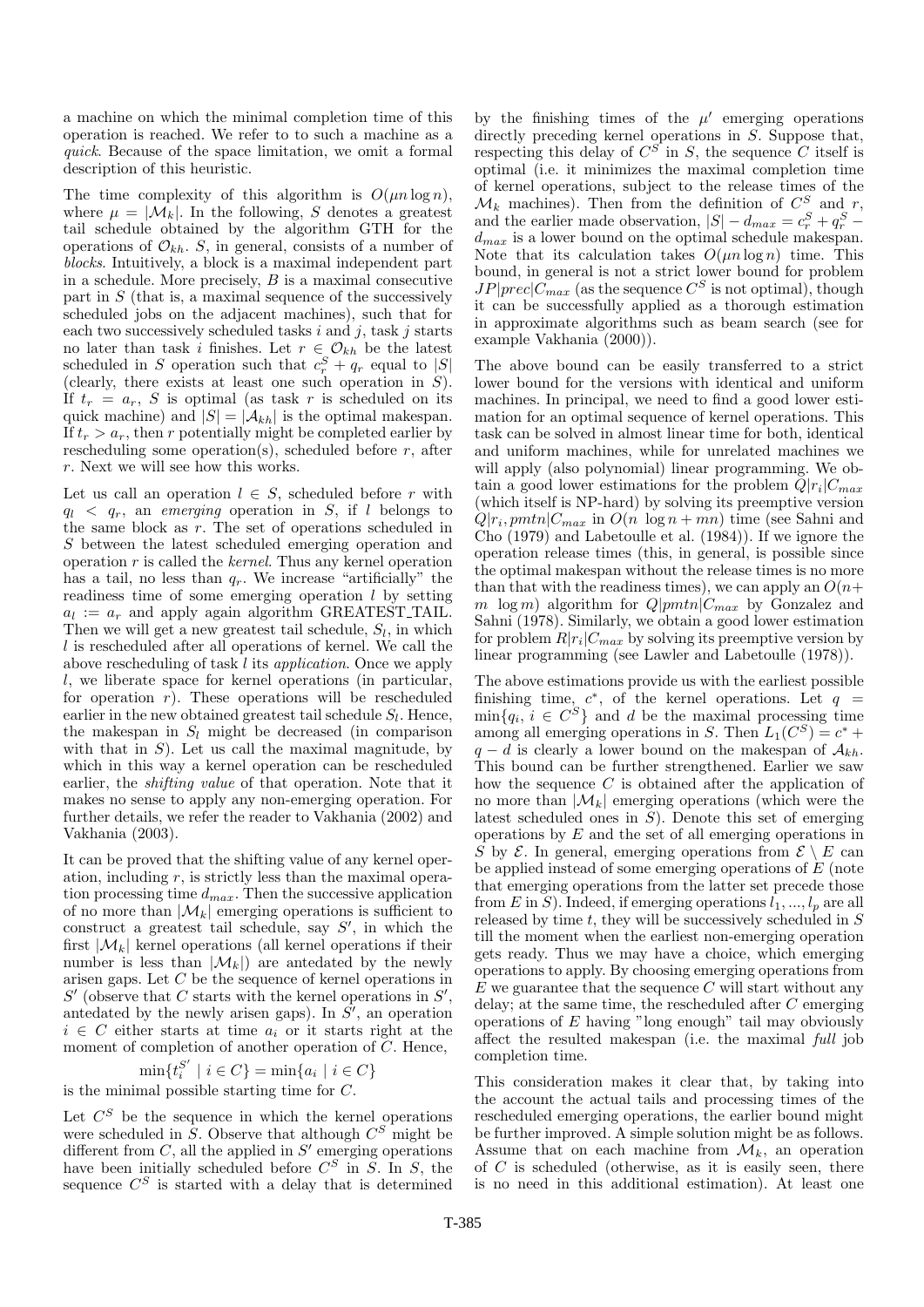a machine on which the minimal completion time of this operation is reached. We refer to to such a machine as a *quick*. Because of the space limitation, we omit a formal description of this heuristic.

The time complexity of this algorithm is $O(\mu n \log n)$, where $\mu = |\mathcal{M}_k|$. In the following, $S$ denotes a greatest tail schedule obtained by the algorithm GTH for the operations of $\mathcal{O}_{kh}$. $S$, in general, consists of a number of *blocks*. Intuitively, a block is a maximal independent part in a schedule. More precisely, $B$ is a maximal consecutive part in $S$ (that is, a maximal sequence of the successively scheduled jobs on the adjacent machines), such that for each two successively scheduled tasks $i$ and $j$, task $j$ starts no later than task $i$ finishes. Let $r \in \mathcal{O}_{kh}$ be the latest scheduled in $S$ operation such that $c^S_r + q_r$ equal to $|S|$ (clearly, there exists at least one such operation in $S$). If $t_r = a_r$, $S$ is optimal (as task $r$ is scheduled on its quick machine) and $|S| = |\mathcal{A}_{kh}|$ is the optimal makespan. If $t_r > a_r$, then $r$ potentially might be completed earlier by rescheduling some operation(s), scheduled before $r$, after $r$. Next we will see how this works.

Let us call an operation $l \in S$, scheduled before $r$ with $q_l < q_r$, an *emerging* operation in $S$, if $l$ belongs to the same block as $r$. The set of operations scheduled in $S$ between the latest scheduled emerging operation and operation $r$ is called the *kernel*. Thus any kernel operation has a tail, no less than $q_r$. We increase "artificially" the readiness time of some emerging operation $l$ by setting $a_l := a_r$ and apply again algorithm GREATEST_TAIL. Then we will get a new greatest tail schedule, $S_l$, in which $l$ is rescheduled after all operations of kernel. We call the above rescheduling of task $l$ its *application*. Once we apply $l$, we liberate space for kernel operations (in particular, for operation $r$). These operations will be rescheduled earlier in the new obtained greatest tail schedule $S_l$. Hence, the makespan in $S_l$ might be decreased (in comparison with that in $S$). Let us call the maximal magnitude, by which in this way a kernel operation can be rescheduled earlier, the *shifting value* of that operation. Note that it makes no sense to apply any non-emerging operation. For further details, we refer the reader to Vakhania (2002) and Vakhania (2003).

It can be proved that the shifting value of any kernel operation, including $r$, is strictly less than the maximal operation processing time $d_{max}$. Then the successive application of no more than $|\mathcal{M}_k|$ emerging operations is sufficient to construct a greatest tail schedule, say $S'$, in which the first $|\mathcal{M}_k|$ kernel operations (all kernel operations if their number is less than $|\mathcal{M}_k|$) are antedated by the newly arisen gaps. Let $C$ be the sequence of kernel operations in $S'$ (observe that $C$ starts with the kernel operations in $S'$, antedated by the newly arisen gaps). In $S'$, an operation $i \in C$ either starts at time $a_i$ or it starts right at the moment of completion of another operation of $C$. Hence,

$$\min\{t^{S'}_i \mid i \in C\} = \min\{a_i \mid i \in C\}$$

is the minimal possible starting time for $C$.

Let $C^S$ be the sequence in which the kernel operations were scheduled in $S$. Observe that although $C^S$ might be different from $C$, all the applied in $S'$ emerging operations have been initially scheduled before $C^S$ in $S$. In $S$, the sequence $C^S$ is started with a delay that is determined by the finishing times of the $\mu'$ emerging operations directly preceding kernel operations in $S$. Suppose that, respecting this delay of $C^S$ in $S$, the sequence $C$ itself is optimal (i.e. it minimizes the maximal completion time of kernel operations, subject to the release times of the $\mathcal{M}_k$ machines). Then from the definition of $C^S$ and $r$, and the earlier made observation, $|S| - d_{max} = c^S_r + q^S_r - d_{max}$ is a lower bound on the optimal schedule makespan. Note that its calculation takes $O(\mu n \log n)$ time. This bound, in general is not a strict lower bound for problem $JP|prec|C_{max}$ (as the sequence $C^S$ is not optimal), though it can be successfully applied as a thorough estimation in approximate algorithms such as beam search (see for example Vakhania (2000)).

The above bound can be easily transferred to a strict lower bound for the versions with identical and uniform machines. In principal, we need to find a good lower estimation for an optimal sequence of kernel operations. This task can be solved in almost linear time for both, identical and uniform machines, while for unrelated machines we will apply (also polynomial) linear programming. We obtain a good lower estimations for the problem $Q|r_i|C_{max}$ (which itself is NP-hard) by solving its preemptive version $Q|r_i, pmtn|C_{max}$ in $O(n \log n + mn)$ time (see Sahni and Cho (1979) and Labetoulle et al. (1984)). If we ignore the operation release times (this, in general, is possible since the optimal makespan without the release times is no more than that with the readiness times), we can apply an $O(n + m \log m)$ algorithm for $Q|pmtn|C_{max}$ by Gonzalez and Sahni (1978). Similarly, we obtain a good lower estimation for problem $R|r_i|C_{max}$ by solving its preemptive version by linear programming (see Lawler and Labetoulle (1978)).

The above estimations provide us with the earliest possible finishing time, $c^*$, of the kernel operations. Let $q = \min\{q_i, i \in C^S\}$ and $d$ be the maximal processing time among all emerging operations in $S$. Then $L_1(C^S) = c^* + q - d$ is clearly a lower bound on the makespan of $\mathcal{A}_{kh}$. This bound can be further strengthened. Earlier we saw how the sequence $C$ is obtained after the application of no more than $|\mathcal{M}_k|$ emerging operations (which were the latest scheduled ones in $S$). Denote this set of emerging operations by $E$ and the set of all emerging operations in $S$ by $\mathcal{E}$. In general, emerging operations from $\mathcal{E} \setminus E$ can be applied instead of some emerging operations of $E$ (note that emerging operations from the latter set precede those from $E$ in $S$). Indeed, if emerging operations $l_1, ..., l_p$ are all released by time $t$, they will be successively scheduled in $S$ till the moment when the earliest non-emerging operation gets ready. Thus we may have a choice, which emerging operations to apply. By choosing emerging operations from $E$ we guarantee that the sequence $C$ will start without any delay; at the same time, the rescheduled after $C$ emerging operations of $E$ having "long enough" tail may obviously affect the resulted makespan (i.e. the maximal *full* job completion time.

This consideration makes it clear that, by taking into the account the actual tails and processing times of the rescheduled emerging operations, the earlier bound might be further improved. A simple solution might be as follows. Assume that on each machine from $\mathcal{M}_k$, an operation of $C$ is scheduled (otherwise, as it is easily seen, there is no need in this additional estimation). At least one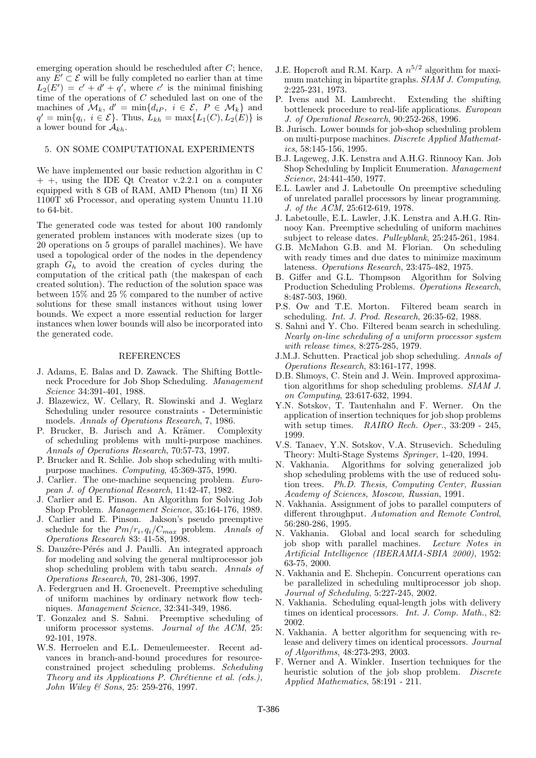emerging operation should be rescheduled after $C$; hence, any $E' \subset \mathcal{E}$ will be fully completed no earlier than at time $L_2(E') = c' + d' + q'$, where $c'$ is the minimal finishing time of the operations of $C$ scheduled last on one of the machines of $\mathcal{M}_k$, $d' = \min\{d_{iP},\ i \in \mathcal{E},\ P \in \mathcal{M}_k\}$ and $q' = \min\{q_i,\ i \in \mathcal{E}\}$. Thus, $L_{kh} = \max\{L_1(C), L_2(E)\}$ is a lower bound for $\mathcal{A}_{kh}$.

## 5. ON SOME COMPUTATIONAL EXPERIMENTS

We have implemented our basic reduction algorithm in C + +, using the IDE Qt Creator v.2.2.1 on a computer equipped with 8 GB of RAM, AMD Phenom (tm) II X6 1100T x6 Processor, and operating system Ununtu 11.10 to 64-bit.

The generated code was tested for about 100 randomly generated problem instances with moderate sizes (up to 20 operations on 5 groups of parallel machines). We have used a topological order of the nodes in the dependency graph $G_h$ to avoid the creation of cycles during the computation of the critical path (the makespan of each created solution). The reduction of the solution space was between 15% and 25 % compared to the number of active solutions for these small instances without using lower bounds. We expect a more essential reduction for larger instances when lower bounds will also be incorporated into the generated code.

## REFERENCES

- J. Adams, E. Balas and D. Zawack. The Shifting Bottleneck Procedure for Job Shop Scheduling. *Management Science* 34:391-401, 1988.
- J. Blazewicz, W. Cellary, R. Slowinski and J. Weglarz Scheduling under resource constraints - Deterministic models. *Annals of Operations Research*, 7, 1986.
- P. Brucker, B. Jurisch and A. Krämer. Complexity of scheduling problems with multi-purpose machines. *Annals of Operations Research*, 70:57-73, 1997.
- P. Brucker and R. Schlie. Job shop scheduling with multipurpose machines. *Computing*, 45:369-375, 1990.
- J. Carlier. The one-machine sequencing problem. *European J. of Operational Research*, 11:42-47, 1982.
- J. Carlier and E. Pinson. An Algorithm for Solving Job Shop Problem. *Management Science*, 35:164-176, 1989.
- J. Carlier and E. Pinson. Jakson's pseudo preemptive schedule for the $Pm/r_i, q_i/C_{max}$ problem. *Annals of Operations Research* 83: 41-58, 1998.
- S. Dauzére-Pérés and J. Paulli. An integrated approach for modeling and solving the general multiprocessor job shop scheduling problem with tabu search. *Annals of Operations Research*, 70, 281-306, 1997.
- A. Federgruen and H. Groenevelt. Preemptive scheduling of uniform machines by ordinary network flow techniques. *Management Science*, 32:341-349, 1986.
- T. Gonzalez and S. Sahni. Preemptive scheduling of uniform processor systems. *Journal of the ACM*, 25: 92-101, 1978.
- W.S. Herroelen and E.L. Demeulemeester. Recent advances in branch-and-bound procedures for resource-constrained project scheduling problems. *Scheduling Theory and its Applications P. Chrétienne et al. (eds.), John Wiley & Sons*, 25: 259-276, 1997.
- J.E. Hopcroft and R.M. Karp. A $n^{5/2}$ algorithm for maximum matching in bipartite graphs. *SIAM J. Computing*, 2:225-231, 1973.
- P. Ivens and M. Lambrecht. Extending the shifting bottleneck procedure to real-life applications. *European J. of Operational Research*, 90:252-268, 1996.
- B. Jurisch. Lower bounds for job-shop scheduling problem on multi-purpose machines. *Discrete Applied Mathematics*, 58:145-156, 1995.
- B.J. Lageweg, J.K. Lenstra and A.H.G. Rinnooy Kan. Job Shop Scheduling by Implicit Enumeration. *Management Science*, 24:441-450, 1977.
- E.L. Lawler and J. Labetoulle On preemptive scheduling of unrelated parallel processors by linear programming. *J. of the ACM*, 25:612-619, 1978.
- J. Labetoulle, E.L. Lawler, J.K. Lenstra and A.H.G. Rinnooy Kan. Preemptive scheduling of uniform machines subject to release dates. *Pulleyblank*, 25:245-261, 1984.
- G.B. McMahon G.B. and M. Florian. On scheduling with ready times and due dates to minimize maximum lateness. *Operations Research*, 23:475-482, 1975.
- B. Giffer and G.L. Thompson Algorithm for Solving Production Scheduling Problems. *Operations Research*, 8:487-503, 1960.
- P.S. Ow and T.E. Morton. Filtered beam search in scheduling. *Int. J. Prod. Research*, 26:35-62, 1988.
- S. Sahni and Y. Cho. Filtered beam search in scheduling. *Nearly on-line scheduling of a uniform processor system with release times*, 8:275-285, 1979.
- J.M.J. Schutten. Practical job shop scheduling. *Annals of Operations Research*, 83:161-177, 1998.
- D.B. Shmoys, C. Stein and J. Wein. Improved approximation algorithms for shop scheduling problems. *SIAM J. on Computing*, 23:617-632, 1994.
- Y.N. Sotskov, T. Tautenhahn and F. Werner. On the application of insertion techniques for job shop problems with setup times. *RAIRO Rech. Oper.*, 33:209 - 245, 1999.
- V.S. Tanaev, Y.N. Sotskov, V.A. Strusevich. Scheduling Theory: Multi-Stage Systems *Springer*, 1-420, 1994.
- N. Vakhania. Algorithms for solving generalized job shop scheduling problems with the use of reduced solution trees. *Ph.D. Thesis, Computing Center, Russian Academy of Sciences, Moscow, Russian*, 1991.
- N. Vakhania. Assignment of jobs to parallel computers of different throughput. *Automation and Remote Control*, 56:280-286, 1995.
- N. Vakhania. Global and local search for scheduling job shop with parallel machines. *Lecture Notes in Artificial Intelligence (IBERAMIA-SBIA 2000)*, 1952: 63-75, 2000.
- N. Vakhania and E. Shchepin. Concurrent operations can be parallelized in scheduling multiprocessor job shop. *Journal of Scheduling*, 5:227-245, 2002.
- N. Vakhania. Scheduling equal-length jobs with delivery times on identical processors. *Int. J. Comp. Math.*, 82: 2002.
- N. Vakhania. A better algorithm for sequencing with release and delivery times on identical processors. *Journal of Algorithms*, 48:273-293, 2003.
- F. Werner and A. Winkler. Insertion techniques for the heuristic solution of the job shop problem. *Discrete Applied Mathematics*, 58:191 - 211.